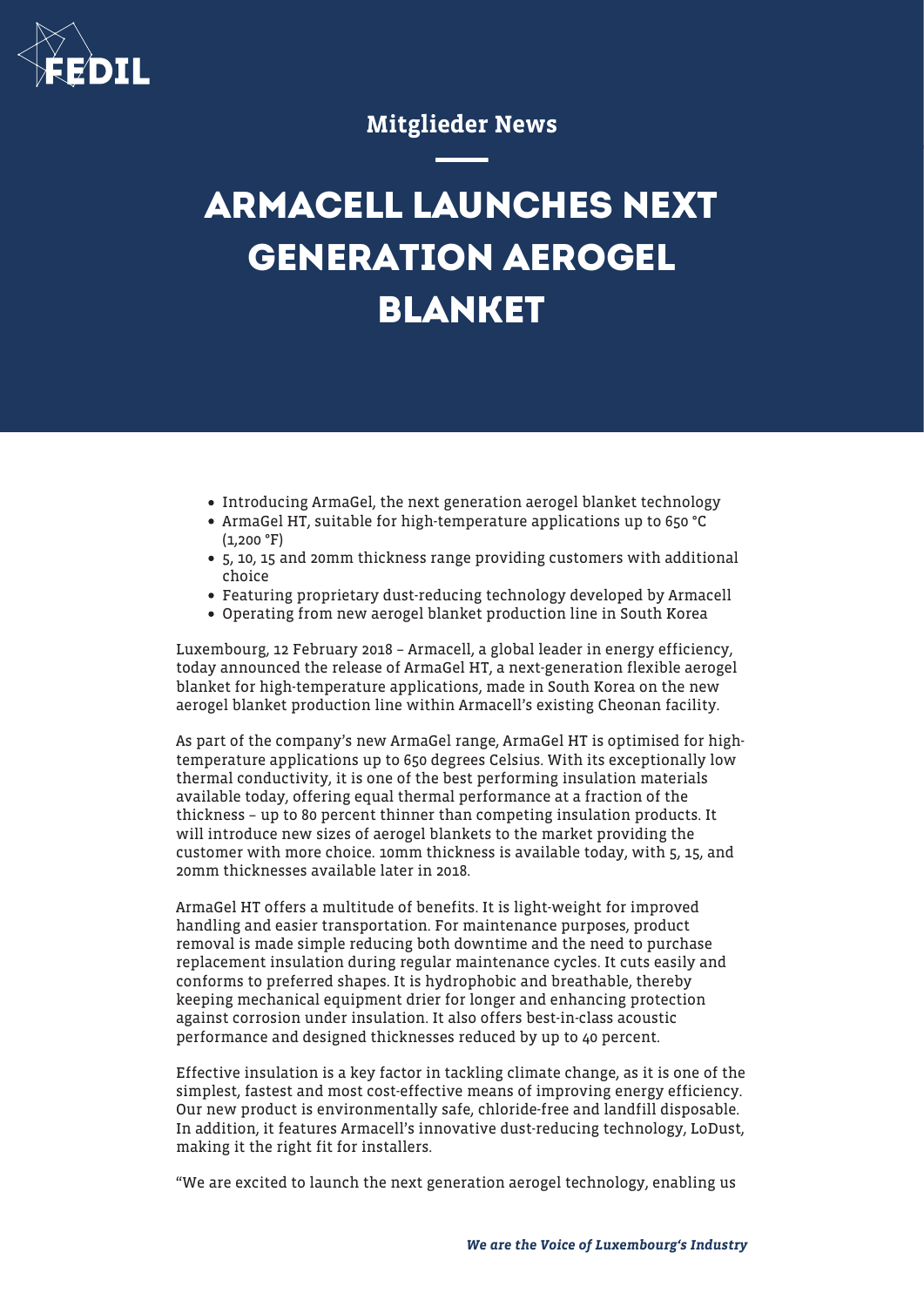Mitglieder News

# ARMACELL LAUNCHES NEXT GENERATION AEROGEL BLANKET

- Introducing ArmaGel, the next generation aerogel blanket technology
- ArmaGel HT, suitable for high-temperature applications up to 650 °C (1,200 °F)
- 5, 10, 15 and 20mm thickness range providing customers with additional choice
- Featuring proprietary dust-reducing technology developed by Armacell
- Operating from new aerogel blanket production line in South Korea

Luxembourg, 12 February 2018 – Armacell, a global leader in energy efficiency, today announced the release of ArmaGel HT, a next-generation flexible aerogel blanket for high-temperature applications, made in South Korea on the new aerogel blanket production line within Armacell's existing Cheonan facility.

As part of the company's new ArmaGel range, ArmaGel HT is optimised for high-temperature applications up to 650 degrees Celsius. With its exceptionally low thermal conductivity, it is one of the best performing insulation materials available today, offering equal thermal performance at a fraction of the thickness – up to 80 percent thinner than competing insulation products. It will introduce new sizes of aerogel blankets to the market providing the customer with more choice. 10mm thickness is available today, with 5, 15, and 20mm thicknesses available later in 2018.

ArmaGel HT offers a multitude of benefits. It is light-weight for improved handling and easier transportation. For maintenance purposes, product removal is made simple reducing both downtime and the need to purchase replacement insulation during regular maintenance cycles. It cuts easily and conforms to preferred shapes. It is hydrophobic and breathable, thereby keeping mechanical equipment drier for longer and enhancing protection against corrosion under insulation. It also offers best-in-class acoustic performance and designed thicknesses reduced by up to 40 percent.

Effective insulation is a key factor in tackling climate change, as it is one of the simplest, fastest and most cost-effective means of improving energy efficiency. Our new product is environmentally safe, chloride-free and landfill disposable. In addition, it features Armacell's innovative dust-reducing technology, LoDust, making it the right fit for installers.

"We are excited to launch the next generation aerogel technology, enabling us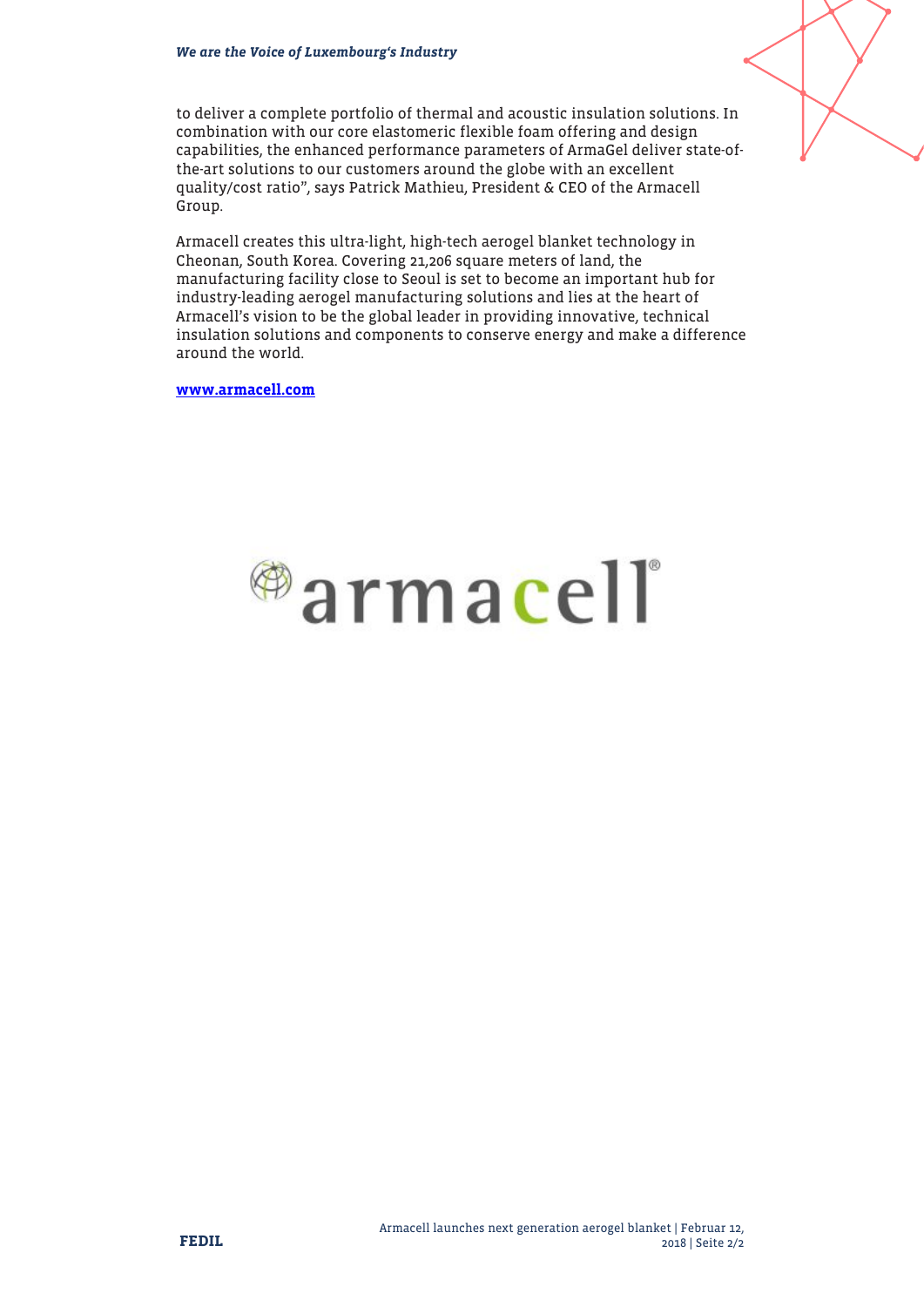to deliver a complete portfolio of thermal and acoustic insulation solutions. In combination with our core elastomeric flexible foam offering and design capabilities, the enhanced performance parameters of ArmaGel deliver state-of-the-art solutions to our customers around the globe with an excellent quality/cost ratio", says Patrick Mathieu, President & CEO of the Armacell Group.

Armacell creates this ultra-light, high-tech aerogel blanket technology in Cheonan, South Korea. Covering 21,206 square meters of land, the manufacturing facility close to Seoul is set to become an important hub for industry-leading aerogel manufacturing solutions and lies at the heart of Armacell's vision to be the global leader in providing innovative, technical insulation solutions and components to conserve energy and make a difference around the world.

**[www.armacell.com](http://www.armacell.com)**

armacell®